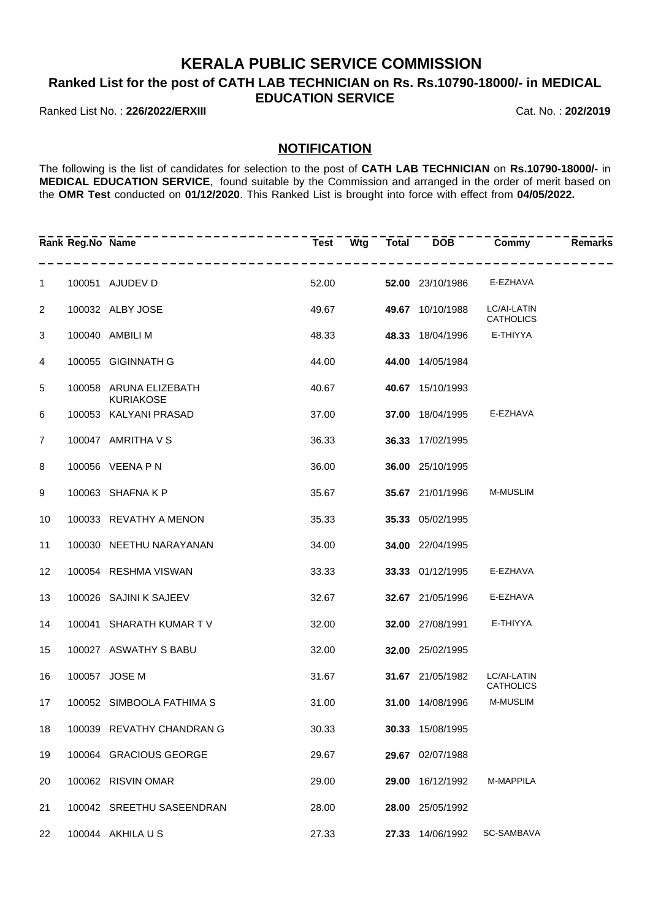# KERALA PUBLIC SERVICE COMMISSION

## Ranked List for the post of CATH LAB TECHNICIAN on Rs. Rs.10790-18000/- in MEDICAL EDUCATION SERVICE

Ranked List No. : **226/2022/ERXIII** Cat. No. : **202/2019**

### NOTIFICATION

The following is the list of candidates for selection to the post of **CATH LAB TECHNICIAN** on **Rs.10790-18000/-** in **MEDICAL EDUCATION SERVICE**, found suitable by the Commission and arranged in the order of merit based on the **OMR Test** conducted on **01/12/2020**. This Ranked List is brought into force with effect from **04/05/2022.**

| Rank | Reg.No | Name | Test | Wtg | Total | DOB | Commy | Remarks |
|---|---|---|---|---|---|---|---|---|
| 1 | 100051 | AJUDEV D | 52.00 | | **52.00** | 23/10/1986 | E-EZHAVA | |
| 2 | 100032 | ALBY JOSE | 49.67 | | **49.67** | 10/10/1988 | LC/AI-LATIN CATHOLICS | |
| 3 | 100040 | AMBILI M | 48.33 | | **48.33** | 18/04/1996 | E-THIYYA | |
| 4 | 100055 | GIGINNATH G | 44.00 | | **44.00** | 14/05/1984 | | |
| 5 | 100058 | ARUNA ELIZEBATH KURIAKOSE | 40.67 | | **40.67** | 15/10/1993 | | |
| 6 | 100053 | KALYANI PRASAD | 37.00 | | **37.00** | 18/04/1995 | E-EZHAVA | |
| 7 | 100047 | AMRITHA V S | 36.33 | | **36.33** | 17/02/1995 | | |
| 8 | 100056 | VEENA P N | 36.00 | | **36.00** | 25/10/1995 | | |
| 9 | 100063 | SHAFNA K P | 35.67 | | **35.67** | 21/01/1996 | M-MUSLIM | |
| 10 | 100033 | REVATHY A MENON | 35.33 | | **35.33** | 05/02/1995 | | |
| 11 | 100030 | NEETHU NARAYANAN | 34.00 | | **34.00** | 22/04/1995 | | |
| 12 | 100054 | RESHMA VISWAN | 33.33 | | **33.33** | 01/12/1995 | E-EZHAVA | |
| 13 | 100026 | SAJINI K SAJEEV | 32.67 | | **32.67** | 21/05/1996 | E-EZHAVA | |
| 14 | 100041 | SHARATH KUMAR T V | 32.00 | | **32.00** | 27/08/1991 | E-THIYYA | |
| 15 | 100027 | ASWATHY S BABU | 32.00 | | **32.00** | 25/02/1995 | | |
| 16 | 100057 | JOSE M | 31.67 | | **31.67** | 21/05/1982 | LC/AI-LATIN CATHOLICS | |
| 17 | 100052 | SIMBOOLA FATHIMA S | 31.00 | | **31.00** | 14/08/1996 | M-MUSLIM | |
| 18 | 100039 | REVATHY CHANDRAN G | 30.33 | | **30.33** | 15/08/1995 | | |
| 19 | 100064 | GRACIOUS GEORGE | 29.67 | | **29.67** | 02/07/1988 | | |
| 20 | 100062 | RISVIN OMAR | 29.00 | | **29.00** | 16/12/1992 | M-MAPPILA | |
| 21 | 100042 | SREETHU SASEENDRAN | 28.00 | | **28.00** | 25/05/1992 | | |
| 22 | 100044 | AKHILA U S | 27.33 | | **27.33** | 14/06/1992 | SC-SAMBAVA | |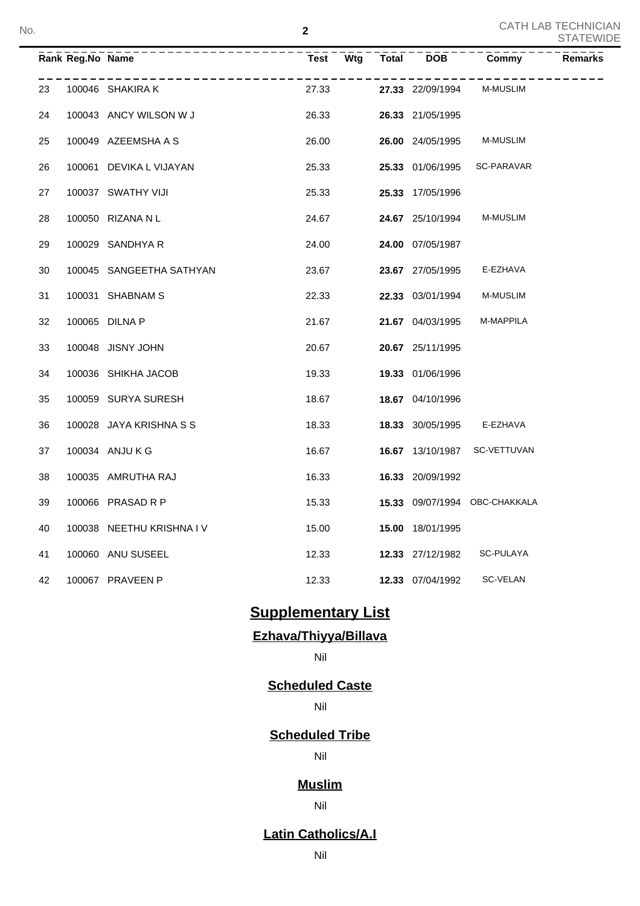| Rank | Reg.No | Name | Test | Wtg | Total | DOB | Commy | Remarks |
|---|---|---|---|---|---|---|---|---|
| 23 | 100046 | SHAKIRA K | 27.33 | | **27.33** | 22/09/1994 | M-MUSLIM | |
| 24 | 100043 | ANCY WILSON W J | 26.33 | | **26.33** | 21/05/1995 | | |
| 25 | 100049 | AZEEMSHA A S | 26.00 | | **26.00** | 24/05/1995 | M-MUSLIM | |
| 26 | 100061 | DEVIKA L VIJAYAN | 25.33 | | **25.33** | 01/06/1995 | SC-PARAVAR | |
| 27 | 100037 | SWATHY VIJI | 25.33 | | **25.33** | 17/05/1996 | | |
| 28 | 100050 | RIZANA N L | 24.67 | | **24.67** | 25/10/1994 | M-MUSLIM | |
| 29 | 100029 | SANDHYA R | 24.00 | | **24.00** | 07/05/1987 | | |
| 30 | 100045 | SANGEETHA SATHYAN | 23.67 | | **23.67** | 27/05/1995 | E-EZHAVA | |
| 31 | 100031 | SHABNAM S | 22.33 | | **22.33** | 03/01/1994 | M-MUSLIM | |
| 32 | 100065 | DILNA P | 21.67 | | **21.67** | 04/03/1995 | M-MAPPILA | |
| 33 | 100048 | JISNY JOHN | 20.67 | | **20.67** | 25/11/1995 | | |
| 34 | 100036 | SHIKHA JACOB | 19.33 | | **19.33** | 01/06/1996 | | |
| 35 | 100059 | SURYA SURESH | 18.67 | | **18.67** | 04/10/1996 | | |
| 36 | 100028 | JAYA KRISHNA S S | 18.33 | | **18.33** | 30/05/1995 | E-EZHAVA | |
| 37 | 100034 | ANJU K G | 16.67 | | **16.67** | 13/10/1987 | SC-VETTUVAN | |
| 38 | 100035 | AMRUTHA RAJ | 16.33 | | **16.33** | 20/09/1992 | | |
| 39 | 100066 | PRASAD R P | 15.33 | | **15.33** | 09/07/1994 | OBC-CHAKKALA | |
| 40 | 100038 | NEETHU KRISHNA I V | 15.00 | | **15.00** | 18/01/1995 | | |
| 41 | 100060 | ANU SUSEEL | 12.33 | | **12.33** | 27/12/1982 | SC-PULAYA | |
| 42 | 100067 | PRAVEEN P | 12.33 | | **12.33** | 07/04/1992 | SC-VELAN | |

## Supplementary List

### Ezhava/Thiyya/Billava

Nil

### Scheduled Caste

Nil

### Scheduled Tribe

Nil

### Muslim

Nil

### Latin Catholics/A.I

Nil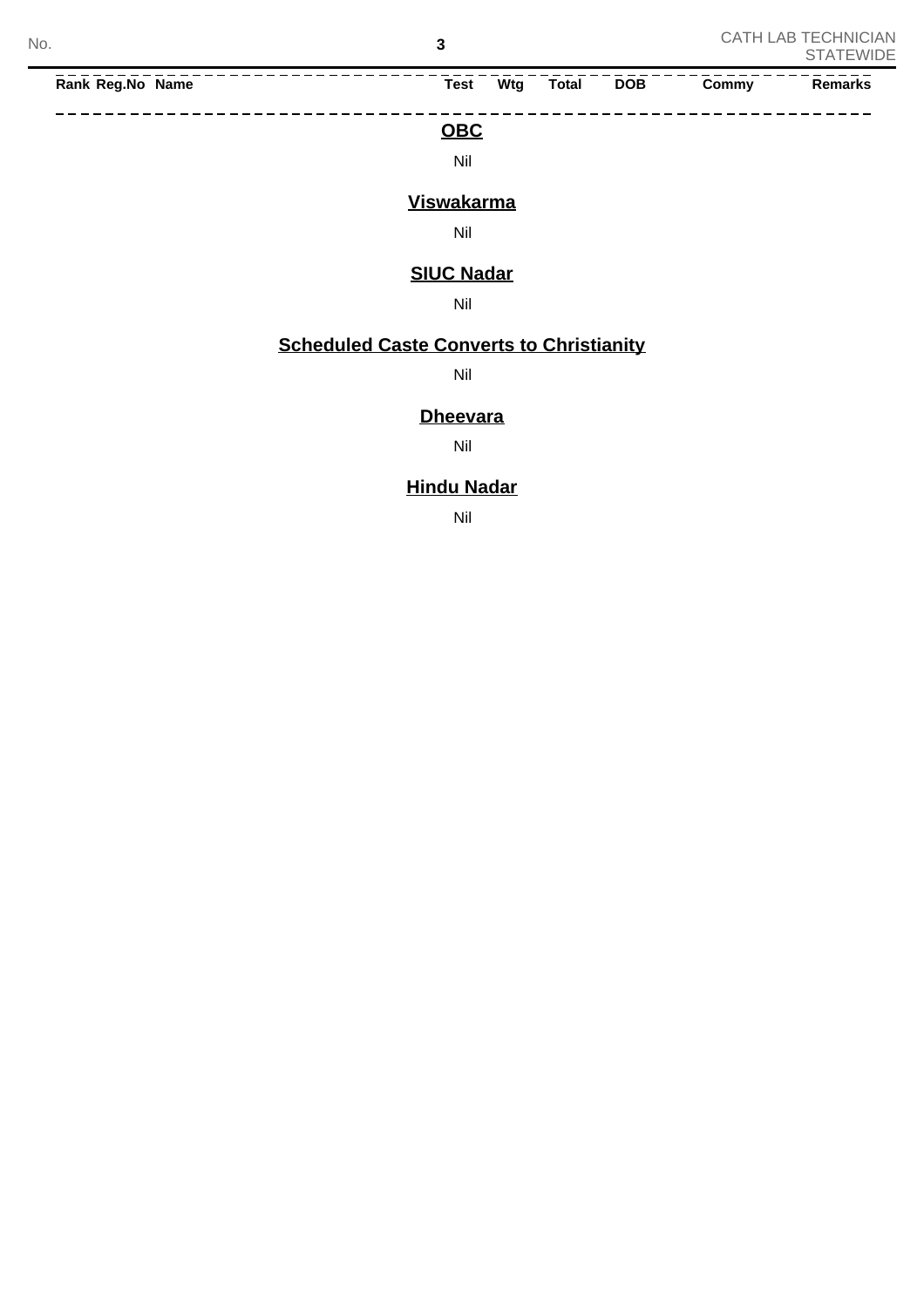| Rank | Reg.No | Name | Test | Wtg | Total | DOB | Commy | Remarks |
|---|---|---|---|---|---|---|---|---|

## OBC

Nil

## Viswakarma

Nil

## SIUC Nadar

Nil

## Scheduled Caste Converts to Christianity

Nil

## Dheevara

Nil

## Hindu Nadar

Nil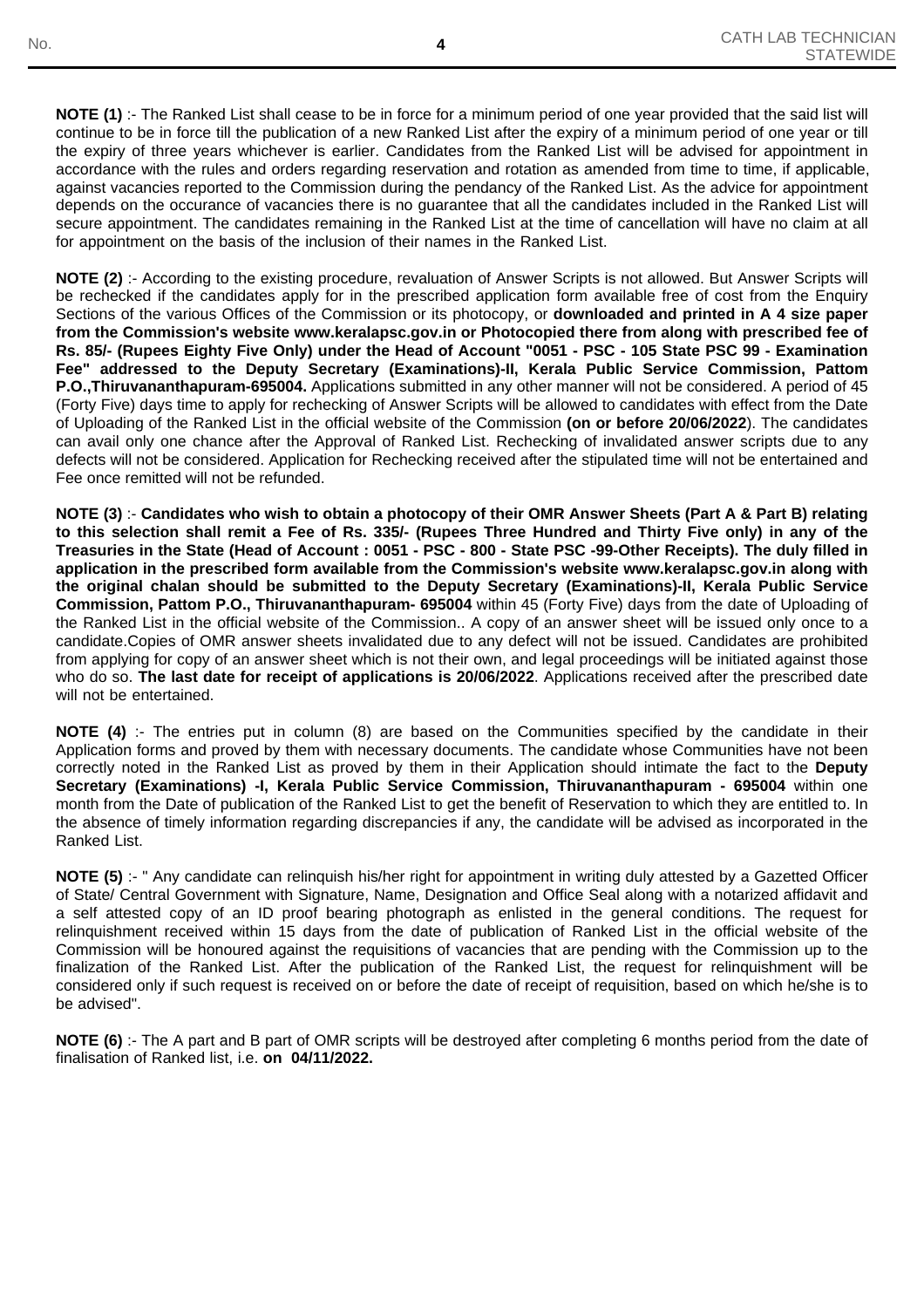**NOTE (1)** :- The Ranked List shall cease to be in force for a minimum period of one year provided that the said list will continue to be in force till the publication of a new Ranked List after the expiry of a minimum period of one year or till the expiry of three years whichever is earlier. Candidates from the Ranked List will be advised for appointment in accordance with the rules and orders regarding reservation and rotation as amended from time to time, if applicable, against vacancies reported to the Commission during the pendancy of the Ranked List. As the advice for appointment depends on the occurance of vacancies there is no guarantee that all the candidates included in the Ranked List will secure appointment. The candidates remaining in the Ranked List at the time of cancellation will have no claim at all for appointment on the basis of the inclusion of their names in the Ranked List.

**NOTE (2)** :- According to the existing procedure, revaluation of Answer Scripts is not allowed. But Answer Scripts will be rechecked if the candidates apply for in the prescribed application form available free of cost from the Enquiry Sections of the various Offices of the Commission or its photocopy, or **downloaded and printed in A 4 size paper from the Commission's website www.keralapsc.gov.in or Photocopied there from along with prescribed fee of Rs. 85/- (Rupees Eighty Five Only) under the Head of Account "0051 - PSC - 105 State PSC 99 - Examination Fee" addressed to the Deputy Secretary (Examinations)-II, Kerala Public Service Commission, Pattom P.O.,Thiruvananthapuram-695004.** Applications submitted in any other manner will not be considered. A period of 45 (Forty Five) days time to apply for rechecking of Answer Scripts will be allowed to candidates with effect from the Date of Uploading of the Ranked List in the official website of the Commission **(on or before 20/06/2022**). The candidates can avail only one chance after the Approval of Ranked List. Rechecking of invalidated answer scripts due to any defects will not be considered. Application for Rechecking received after the stipulated time will not be entertained and Fee once remitted will not be refunded.

**NOTE (3)** :- **Candidates who wish to obtain a photocopy of their OMR Answer Sheets (Part A & Part B) relating to this selection shall remit a Fee of Rs. 335/- (Rupees Three Hundred and Thirty Five only) in any of the Treasuries in the State (Head of Account : 0051 - PSC - 800 - State PSC -99-Other Receipts). The duly filled in application in the prescribed form available from the Commission's website www.keralapsc.gov.in along with the original chalan should be submitted to the Deputy Secretary (Examinations)-II, Kerala Public Service Commission, Pattom P.O., Thiruvananthapuram- 695004** within 45 (Forty Five) days from the date of Uploading of the Ranked List in the official website of the Commission.. A copy of an answer sheet will be issued only once to a candidate.Copies of OMR answer sheets invalidated due to any defect will not be issued. Candidates are prohibited from applying for copy of an answer sheet which is not their own, and legal proceedings will be initiated against those who do so. **The last date for receipt of applications is 20/06/2022**. Applications received after the prescribed date will not be entertained.

**NOTE (4)** :- The entries put in column (8) are based on the Communities specified by the candidate in their Application forms and proved by them with necessary documents. The candidate whose Communities have not been correctly noted in the Ranked List as proved by them in their Application should intimate the fact to the **Deputy Secretary (Examinations) -I, Kerala Public Service Commission, Thiruvananthapuram - 695004** within one month from the Date of publication of the Ranked List to get the benefit of Reservation to which they are entitled to. In the absence of timely information regarding discrepancies if any, the candidate will be advised as incorporated in the Ranked List.

**NOTE (5)** :- " Any candidate can relinquish his/her right for appointment in writing duly attested by a Gazetted Officer of State/ Central Government with Signature, Name, Designation and Office Seal along with a notarized affidavit and a self attested copy of an ID proof bearing photograph as enlisted in the general conditions. The request for relinquishment received within 15 days from the date of publication of Ranked List in the official website of the Commission will be honoured against the requisitions of vacancies that are pending with the Commission up to the finalization of the Ranked List. After the publication of the Ranked List, the request for relinquishment will be considered only if such request is received on or before the date of receipt of requisition, based on which he/she is to be advised".

**NOTE (6)** :- The A part and B part of OMR scripts will be destroyed after completing 6 months period from the date of finalisation of Ranked list, i.e. **on 04/11/2022.**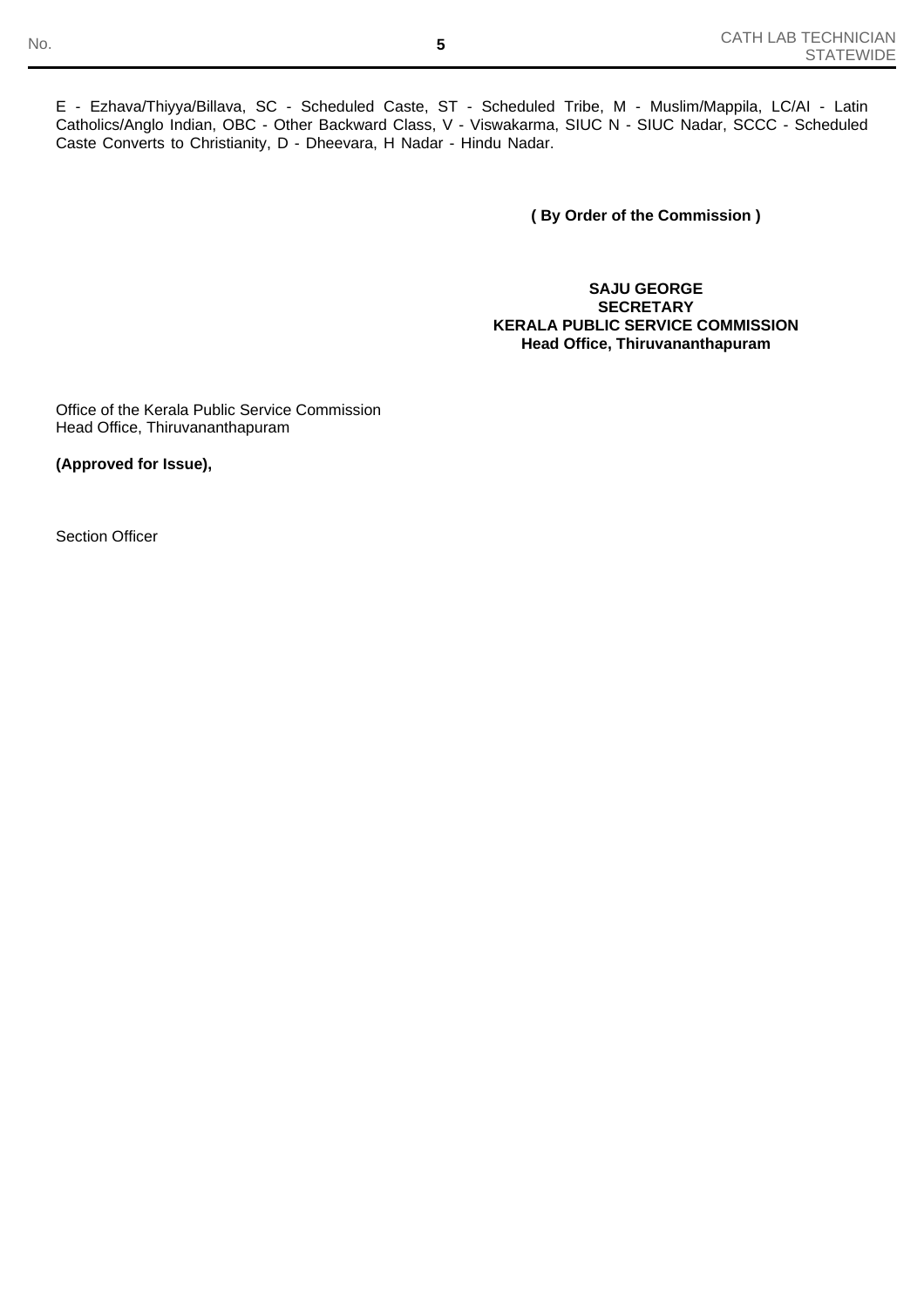E - Ezhava/Thiyya/Billava, SC - Scheduled Caste, ST - Scheduled Tribe, M - Muslim/Mappila, LC/AI - Latin Catholics/Anglo Indian, OBC - Other Backward Class, V - Viswakarma, SIUC N - SIUC Nadar, SCCC - Scheduled Caste Converts to Christianity, D - Dheevara, H Nadar - Hindu Nadar.

**( By Order of the Commission )**

**SAJU GEORGE**
**SECRETARY**
**KERALA PUBLIC SERVICE COMMISSION**
**Head Office, Thiruvananthapuram**

Office of the Kerala Public Service Commission
Head Office, Thiruvananthapuram

**(Approved for Issue),**

Section Officer